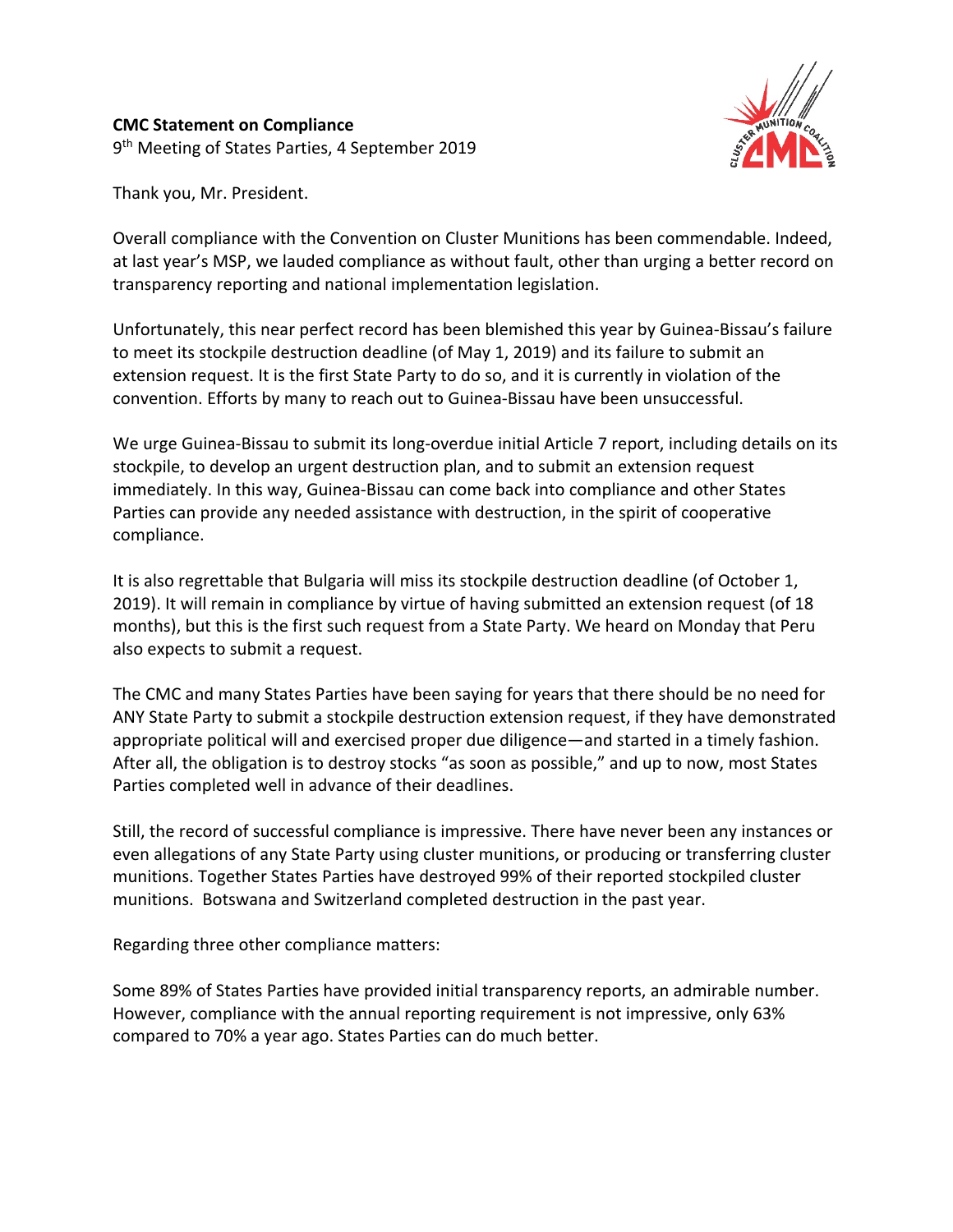**CMC Statement on Compliance**

9th Meeting of States Parties, 4 September 2019

Thank you, Mr. President.

Overall compliance with the Convention on Cluster Munitions has been commendable. Indeed, at last year's MSP, we lauded compliance as without fault, other than urging a better record on transparency reporting and national implementation legislation.

Unfortunately, this near perfect record has been blemished this year by Guinea-Bissau's failure to meet its stockpile destruction deadline (of May 1, 2019) and its failure to submit an extension request. It is the first State Party to do so, and it is currently in violation of the convention. Efforts by many to reach out to Guinea-Bissau have been unsuccessful.

We urge Guinea-Bissau to submit its long-overdue initial Article 7 report, including details on its stockpile, to develop an urgent destruction plan, and to submit an extension request immediately. In this way, Guinea-Bissau can come back into compliance and other States Parties can provide any needed assistance with destruction, in the spirit of cooperative compliance.

It is also regrettable that Bulgaria will miss its stockpile destruction deadline (of October 1, 2019). It will remain in compliance by virtue of having submitted an extension request (of 18 months), but this is the first such request from a State Party. We heard on Monday that Peru also expects to submit a request.

The CMC and many States Parties have been saying for years that there should be no need for ANY State Party to submit a stockpile destruction extension request, if they have demonstrated appropriate political will and exercised proper due diligence—and started in a timely fashion. After all, the obligation is to destroy stocks "as soon as possible," and up to now, most States Parties completed well in advance of their deadlines.

Still, the record of successful compliance is impressive. There have never been any instances or even allegations of any State Party using cluster munitions, or producing or transferring cluster munitions. Together States Parties have destroyed 99% of their reported stockpiled cluster munitions. Botswana and Switzerland completed destruction in the past year.

Regarding three other compliance matters:

Some 89% of States Parties have provided initial transparency reports, an admirable number. However, compliance with the annual reporting requirement is not impressive, only 63% compared to 70% a year ago. States Parties can do much better.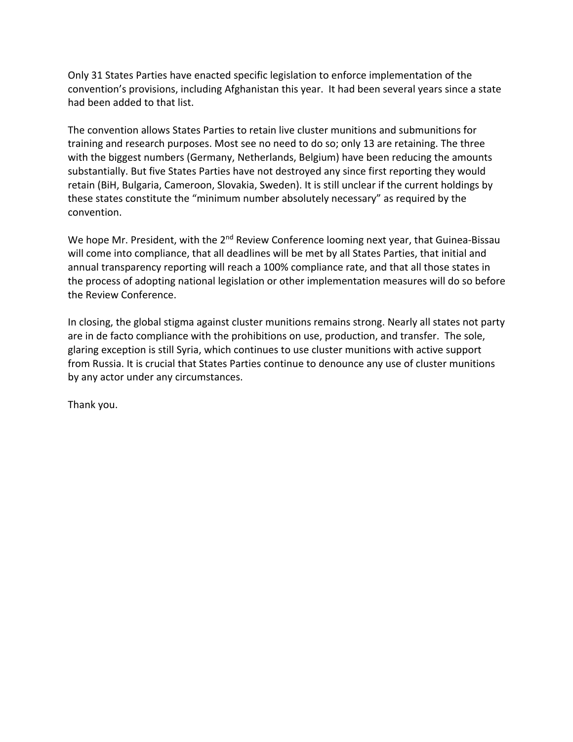Only 31 States Parties have enacted specific legislation to enforce implementation of the convention's provisions, including Afghanistan this year. It had been several years since a state had been added to that list.

The convention allows States Parties to retain live cluster munitions and submunitions for training and research purposes. Most see no need to do so; only 13 are retaining. The three with the biggest numbers (Germany, Netherlands, Belgium) have been reducing the amounts substantially. But five States Parties have not destroyed any since first reporting they would retain (BiH, Bulgaria, Cameroon, Slovakia, Sweden). It is still unclear if the current holdings by these states constitute the "minimum number absolutely necessary" as required by the convention.

We hope Mr. President, with the 2nd Review Conference looming next year, that Guinea-Bissau will come into compliance, that all deadlines will be met by all States Parties, that initial and annual transparency reporting will reach a 100% compliance rate, and that all those states in the process of adopting national legislation or other implementation measures will do so before the Review Conference.

In closing, the global stigma against cluster munitions remains strong. Nearly all states not party are in de facto compliance with the prohibitions on use, production, and transfer. The sole, glaring exception is still Syria, which continues to use cluster munitions with active support from Russia. It is crucial that States Parties continue to denounce any use of cluster munitions by any actor under any circumstances.

Thank you.